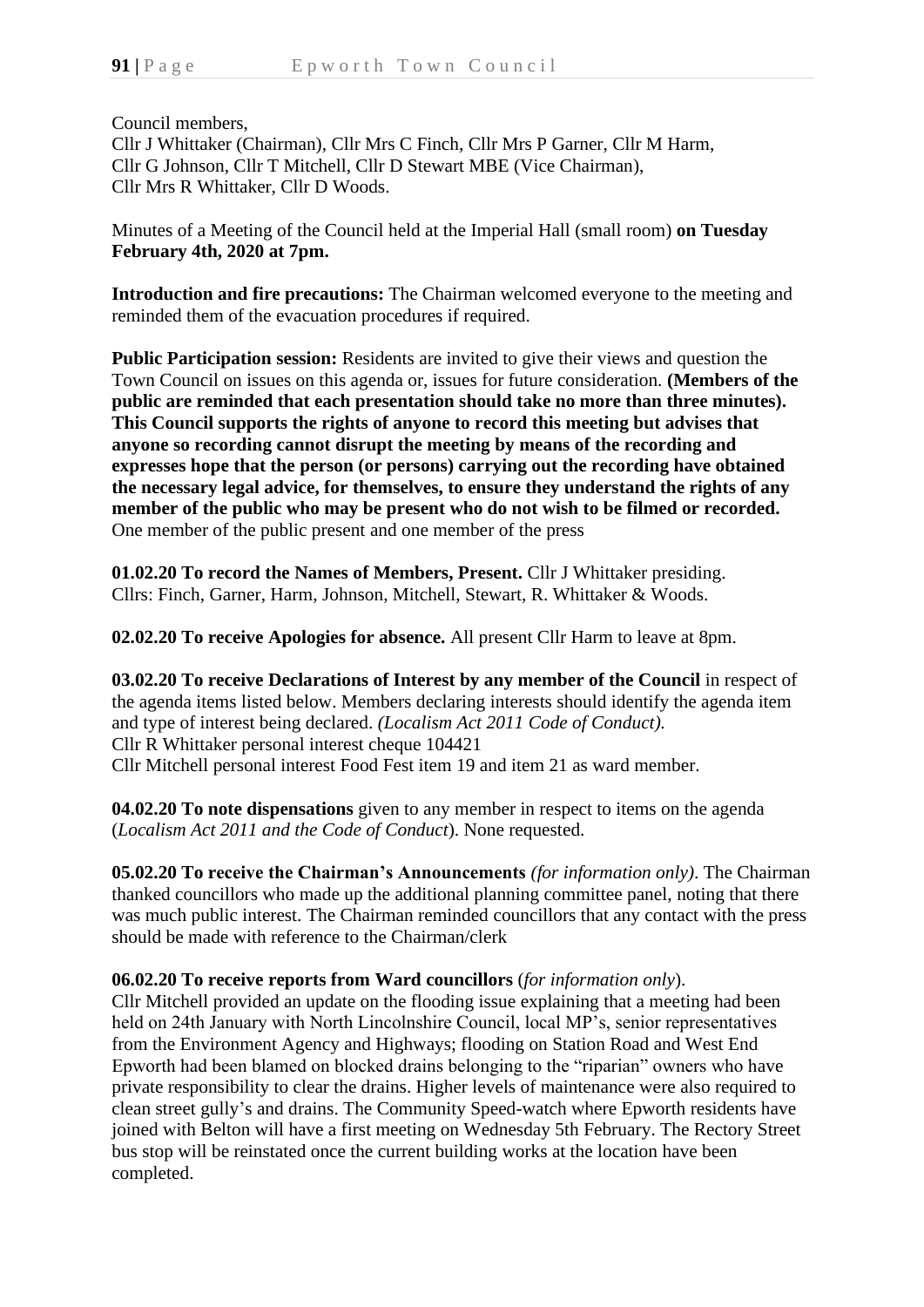Council members,
Cllr J Whittaker (Chairman), Cllr Mrs C Finch, Cllr Mrs P Garner, Cllr M Harm, Cllr G Johnson, Cllr T Mitchell, Cllr D Stewart MBE (Vice Chairman), Cllr Mrs R Whittaker, Cllr D Woods.

Minutes of a Meeting of the Council held at the Imperial Hall (small room) **on Tuesday February 4th, 2020 at 7pm.**

**Introduction and fire precautions:** The Chairman welcomed everyone to the meeting and reminded them of the evacuation procedures if required.

**Public Participation session:** Residents are invited to give their views and question the Town Council on issues on this agenda or, issues for future consideration. **(Members of the public are reminded that each presentation should take no more than three minutes). This Council supports the rights of anyone to record this meeting but advises that anyone so recording cannot disrupt the meeting by means of the recording and expresses hope that the person (or persons) carrying out the recording have obtained the necessary legal advice, for themselves, to ensure they understand the rights of any member of the public who may be present who do not wish to be filmed or recorded.**
One member of the public present and one member of the press

**01.02.20 To record the Names of Members, Present.** Cllr J Whittaker presiding.
Cllrs: Finch, Garner, Harm, Johnson, Mitchell, Stewart, R. Whittaker & Woods.

**02.02.20 To receive Apologies for absence.** All present Cllr Harm to leave at 8pm.

**03.02.20 To receive Declarations of Interest by any member of the Council** in respect of the agenda items listed below. Members declaring interests should identify the agenda item and type of interest being declared. *(Localism Act 2011 Code of Conduct).*
Cllr R Whittaker personal interest cheque 104421
Cllr Mitchell personal interest Food Fest item 19 and item 21 as ward member.

**04.02.20 To note dispensations** given to any member in respect to items on the agenda (*Localism Act 2011 and the Code of Conduct*). None requested.

**05.02.20 To receive the Chairman's Announcements** *(for information only)*. The Chairman thanked councillors who made up the additional planning committee panel, noting that there was much public interest. The Chairman reminded councillors that any contact with the press should be made with reference to the Chairman/clerk

**06.02.20 To receive reports from Ward councillors** (*for information only*).
Cllr Mitchell provided an update on the flooding issue explaining that a meeting had been held on 24th January with North Lincolnshire Council, local MP's, senior representatives from the Environment Agency and Highways; flooding on Station Road and West End Epworth had been blamed on blocked drains belonging to the "riparian" owners who have private responsibility to clear the drains. Higher levels of maintenance were also required to clean street gully's and drains. The Community Speed-watch where Epworth residents have joined with Belton will have a first meeting on Wednesday 5th February. The Rectory Street bus stop will be reinstated once the current building works at the location have been completed.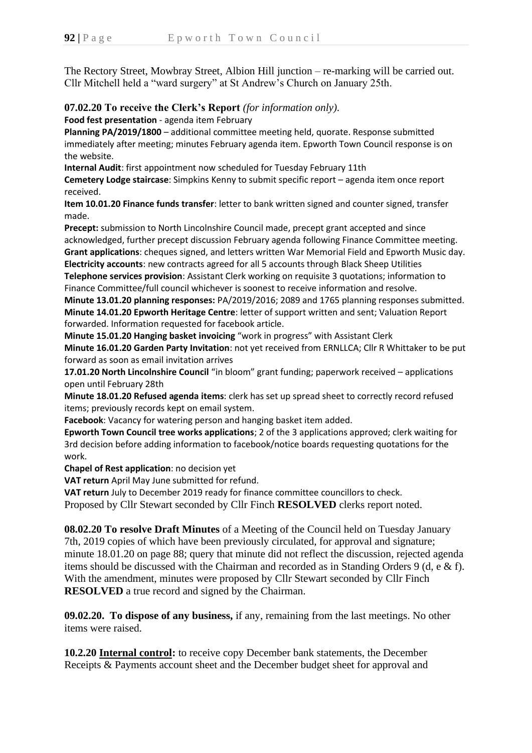The Rectory Street, Mowbray Street, Albion Hill junction – re-marking will be carried out. Cllr Mitchell held a "ward surgery" at St Andrew's Church on January 25th.

**07.02.20 To receive the Clerk's Report** *(for information only).*

**Food fest presentation** - agenda item February

**Planning PA/2019/1800** – additional committee meeting held, quorate. Response submitted immediately after meeting; minutes February agenda item. Epworth Town Council response is on the website.

**Internal Audit**: first appointment now scheduled for Tuesday February 11th

**Cemetery Lodge staircase**: Simpkins Kenny to submit specific report – agenda item once report received.

**Item 10.01.20 Finance funds transfer**: letter to bank written signed and counter signed, transfer made.

**Precept:** submission to North Lincolnshire Council made, precept grant accepted and since acknowledged, further precept discussion February agenda following Finance Committee meeting.

**Grant applications**: cheques signed, and letters written War Memorial Field and Epworth Music day.

**Electricity accounts**: new contracts agreed for all 5 accounts through Black Sheep Utilities

**Telephone services provision**: Assistant Clerk working on requisite 3 quotations; information to Finance Committee/full council whichever is soonest to receive information and resolve.

**Minute 13.01.20 planning responses:** PA/2019/2016; 2089 and 1765 planning responses submitted.

**Minute 14.01.20 Epworth Heritage Centre**: letter of support written and sent; Valuation Report forwarded. Information requested for facebook article.

**Minute 15.01.20 Hanging basket invoicing** "work in progress" with Assistant Clerk

**Minute 16.01.20 Garden Party Invitation**: not yet received from ERNLLCA; Cllr R Whittaker to be put forward as soon as email invitation arrives

**17.01.20 North Lincolnshire Council** "in bloom" grant funding; paperwork received – applications open until February 28th

**Minute 18.01.20 Refused agenda items**: clerk has set up spread sheet to correctly record refused items; previously records kept on email system.

**Facebook**: Vacancy for watering person and hanging basket item added.

**Epworth Town Council tree works applications**; 2 of the 3 applications approved; clerk waiting for 3rd decision before adding information to facebook/notice boards requesting quotations for the work.

**Chapel of Rest application**: no decision yet

**VAT return** April May June submitted for refund.

**VAT return** July to December 2019 ready for finance committee councillors to check.

Proposed by Cllr Stewart seconded by Cllr Finch **RESOLVED** clerks report noted.

**08.02.20 To resolve Draft Minutes** of a Meeting of the Council held on Tuesday January 7th, 2019 copies of which have been previously circulated, for approval and signature; minute 18.01.20 on page 88; query that minute did not reflect the discussion, rejected agenda items should be discussed with the Chairman and recorded as in Standing Orders 9 (d, e & f). With the amendment, minutes were proposed by Cllr Stewart seconded by Cllr Finch **RESOLVED** a true record and signed by the Chairman.

**09.02.20. To dispose of any business,** if any, remaining from the last meetings. No other items were raised.

**10.2.20 <u>Internal control</u>:** to receive copy December bank statements, the December Receipts & Payments account sheet and the December budget sheet for approval and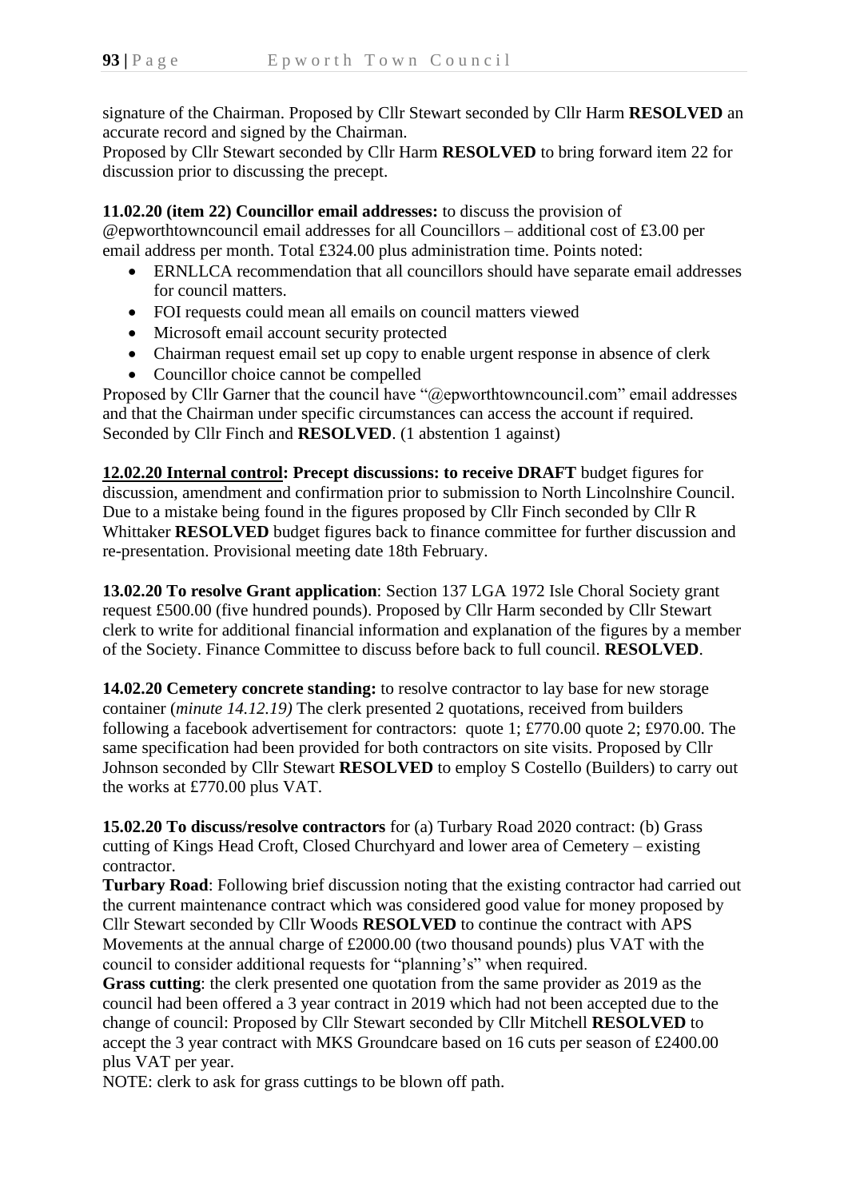signature of the Chairman. Proposed by Cllr Stewart seconded by Cllr Harm **RESOLVED** an accurate record and signed by the Chairman.
Proposed by Cllr Stewart seconded by Cllr Harm **RESOLVED** to bring forward item 22 for discussion prior to discussing the precept.

**11.02.20 (item 22) Councillor email addresses:** to discuss the provision of @epworthtowncouncil email addresses for all Councillors – additional cost of £3.00 per email address per month. Total £324.00 plus administration time. Points noted:

- ERNLLCA recommendation that all councillors should have separate email addresses for council matters.
- FOI requests could mean all emails on council matters viewed
- Microsoft email account security protected
- Chairman request email set up copy to enable urgent response in absence of clerk
- Councillor choice cannot be compelled

Proposed by Cllr Garner that the council have "@epworthtowncouncil.com" email addresses and that the Chairman under specific circumstances can access the account if required. Seconded by Cllr Finch and **RESOLVED**. (1 abstention 1 against)

**<u>12.02.20 Internal control</u>: Precept discussions: to receive DRAFT** budget figures for discussion, amendment and confirmation prior to submission to North Lincolnshire Council. Due to a mistake being found in the figures proposed by Cllr Finch seconded by Cllr R Whittaker **RESOLVED** budget figures back to finance committee for further discussion and re-presentation. Provisional meeting date 18th February.

**13.02.20 To resolve Grant application**: Section 137 LGA 1972 Isle Choral Society grant request £500.00 (five hundred pounds). Proposed by Cllr Harm seconded by Cllr Stewart clerk to write for additional financial information and explanation of the figures by a member of the Society. Finance Committee to discuss before back to full council. **RESOLVED**.

**14.02.20 Cemetery concrete standing:** to resolve contractor to lay base for new storage container (*minute 14.12.19)* The clerk presented 2 quotations, received from builders following a facebook advertisement for contractors: quote 1; £770.00 quote 2; £970.00. The same specification had been provided for both contractors on site visits. Proposed by Cllr Johnson seconded by Cllr Stewart **RESOLVED** to employ S Costello (Builders) to carry out the works at £770.00 plus VAT.

**15.02.20 To discuss/resolve contractors** for (a) Turbary Road 2020 contract: (b) Grass cutting of Kings Head Croft, Closed Churchyard and lower area of Cemetery – existing contractor.
**Turbary Road**: Following brief discussion noting that the existing contractor had carried out the current maintenance contract which was considered good value for money proposed by Cllr Stewart seconded by Cllr Woods **RESOLVED** to continue the contract with APS Movements at the annual charge of £2000.00 (two thousand pounds) plus VAT with the council to consider additional requests for "planning's" when required.
**Grass cutting**: the clerk presented one quotation from the same provider as 2019 as the council had been offered a 3 year contract in 2019 which had not been accepted due to the change of council: Proposed by Cllr Stewart seconded by Cllr Mitchell **RESOLVED** to accept the 3 year contract with MKS Groundcare based on 16 cuts per season of £2400.00 plus VAT per year.
NOTE: clerk to ask for grass cuttings to be blown off path.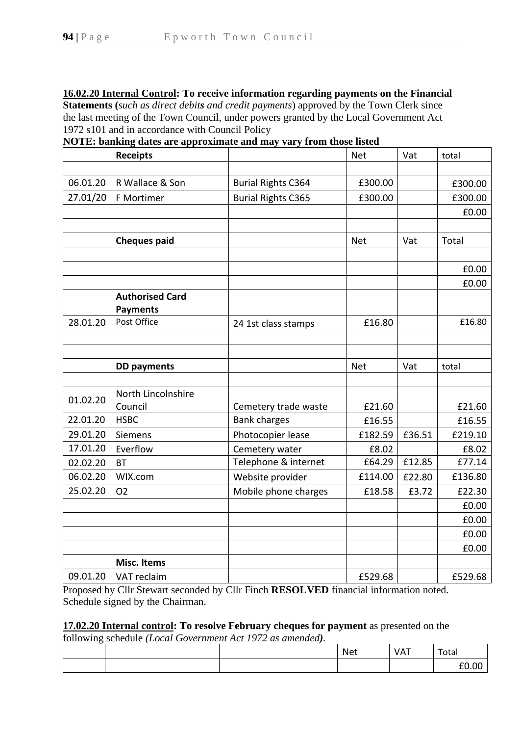**16.02.20 Internal Control: To receive information regarding payments on the Financial Statements (***such as direct debits and credit payments*) approved by the Town Clerk since the last meeting of the Town Council, under powers granted by the Local Government Act 1972 s101 and in accordance with Council Policy

**NOTE: banking dates are approximate and may vary from those listed**

| | **Receipts** | | Net | Vat | total |
|---|---|---|---|---|---|
| | | | | | |
| 06.01.20 | R Wallace & Son | Burial Rights C364 | £300.00 | | £300.00 |
| 27.01/20 | F Mortimer | Burial Rights C365 | £300.00 | | £300.00 |
| | | | | | £0.00 |
| | | | | | |
| | **Cheques paid** | | Net | Vat | Total |
| | | | | | |
| | | | | | £0.00 |
| | | | | | £0.00 |
| | **Authorised Card Payments** | | | | |
| 28.01.20 | Post Office | 24 1st class stamps | £16.80 | | £16.80 |
| | | | | | |
| | | | | | |
| | **DD payments** | | Net | Vat | total |
| | | | | | |
| 01.02.20 | North Lincolnshire Council | Cemetery trade waste | £21.60 | | £21.60 |
| 22.01.20 | HSBC | Bank charges | £16.55 | | £16.55 |
| 29.01.20 | Siemens | Photocopier lease | £182.59 | £36.51 | £219.10 |
| 17.01.20 | Everflow | Cemetery water | £8.02 | | £8.02 |
| 02.02.20 | BT | Telephone & internet | £64.29 | £12.85 | £77.14 |
| 06.02.20 | WIX.com | Website provider | £114.00 | £22.80 | £136.80 |
| 25.02.20 | O2 | Mobile phone charges | £18.58 | £3.72 | £22.30 |
| | | | | | £0.00 |
| | | | | | £0.00 |
| | | | | | £0.00 |
| | | | | | £0.00 |
| | **Misc. Items** | | | | |
| 09.01.20 | VAT reclaim | | £529.68 | | £529.68 |

Proposed by Cllr Stewart seconded by Cllr Finch **RESOLVED** financial information noted. Schedule signed by the Chairman.

**17.02.20 Internal control: To resolve February cheques for payment** as presented on the following schedule *(Local Government Act 1972 as amended)*.

| | | | Net | VAT | Total |
|---|---|---|---|---|---|
| | | | | | £0.00 |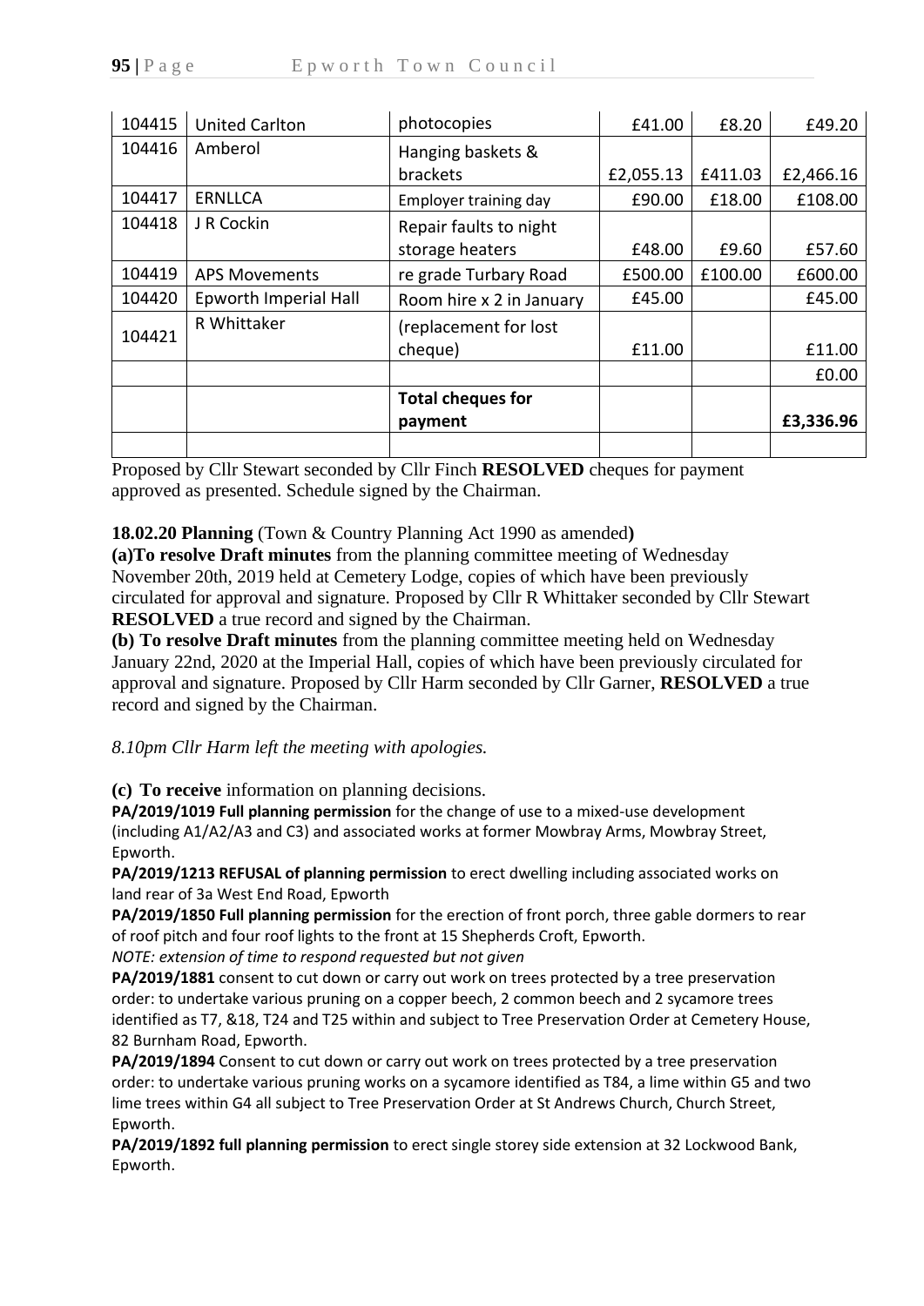| 104415 | United Carlton | photocopies | £41.00 | £8.20 | £49.20 |
|---|---|---|---|---|---|
| 104416 | Amberol | Hanging baskets & brackets | £2,055.13 | £411.03 | £2,466.16 |
| 104417 | ERNLLCA | Employer training day | £90.00 | £18.00 | £108.00 |
| 104418 | J R Cockin | Repair faults to night storage heaters | £48.00 | £9.60 | £57.60 |
| 104419 | APS Movements | re grade Turbary Road | £500.00 | £100.00 | £600.00 |
| 104420 | Epworth Imperial Hall | Room hire x 2 in January | £45.00 | | £45.00 |
| 104421 | R Whittaker | (replacement for lost cheque) | £11.00 | | £11.00 |
| | | | | | £0.00 |
| | | **Total cheques for payment** | | | **£3,336.96** |
| | | | | | |

Proposed by Cllr Stewart seconded by Cllr Finch **RESOLVED** cheques for payment approved as presented. Schedule signed by the Chairman.

**18.02.20 Planning** (Town & Country Planning Act 1990 as amended**)**

**(a)To resolve Draft minutes** from the planning committee meeting of Wednesday November 20th, 2019 held at Cemetery Lodge, copies of which have been previously circulated for approval and signature. Proposed by Cllr R Whittaker seconded by Cllr Stewart **RESOLVED** a true record and signed by the Chairman.

**(b) To resolve Draft minutes** from the planning committee meeting held on Wednesday January 22nd, 2020 at the Imperial Hall, copies of which have been previously circulated for approval and signature. Proposed by Cllr Harm seconded by Cllr Garner, **RESOLVED** a true record and signed by the Chairman.

*8.10pm Cllr Harm left the meeting with apologies.*

**(c) To receive** information on planning decisions.

**PA/2019/1019 Full planning permission** for the change of use to a mixed-use development (including A1/A2/A3 and C3) and associated works at former Mowbray Arms, Mowbray Street, Epworth.

**PA/2019/1213 REFUSAL of planning permission** to erect dwelling including associated works on land rear of 3a West End Road, Epworth

**PA/2019/1850 Full planning permission** for the erection of front porch, three gable dormers to rear of roof pitch and four roof lights to the front at 15 Shepherds Croft, Epworth.

*NOTE: extension of time to respond requested but not given*

**PA/2019/1881** consent to cut down or carry out work on trees protected by a tree preservation order: to undertake various pruning on a copper beech, 2 common beech and 2 sycamore trees identified as T7, &18, T24 and T25 within and subject to Tree Preservation Order at Cemetery House, 82 Burnham Road, Epworth.

**PA/2019/1894** Consent to cut down or carry out work on trees protected by a tree preservation order: to undertake various pruning works on a sycamore identified as T84, a lime within G5 and two lime trees within G4 all subject to Tree Preservation Order at St Andrews Church, Church Street, Epworth.

**PA/2019/1892 full planning permission** to erect single storey side extension at 32 Lockwood Bank, Epworth.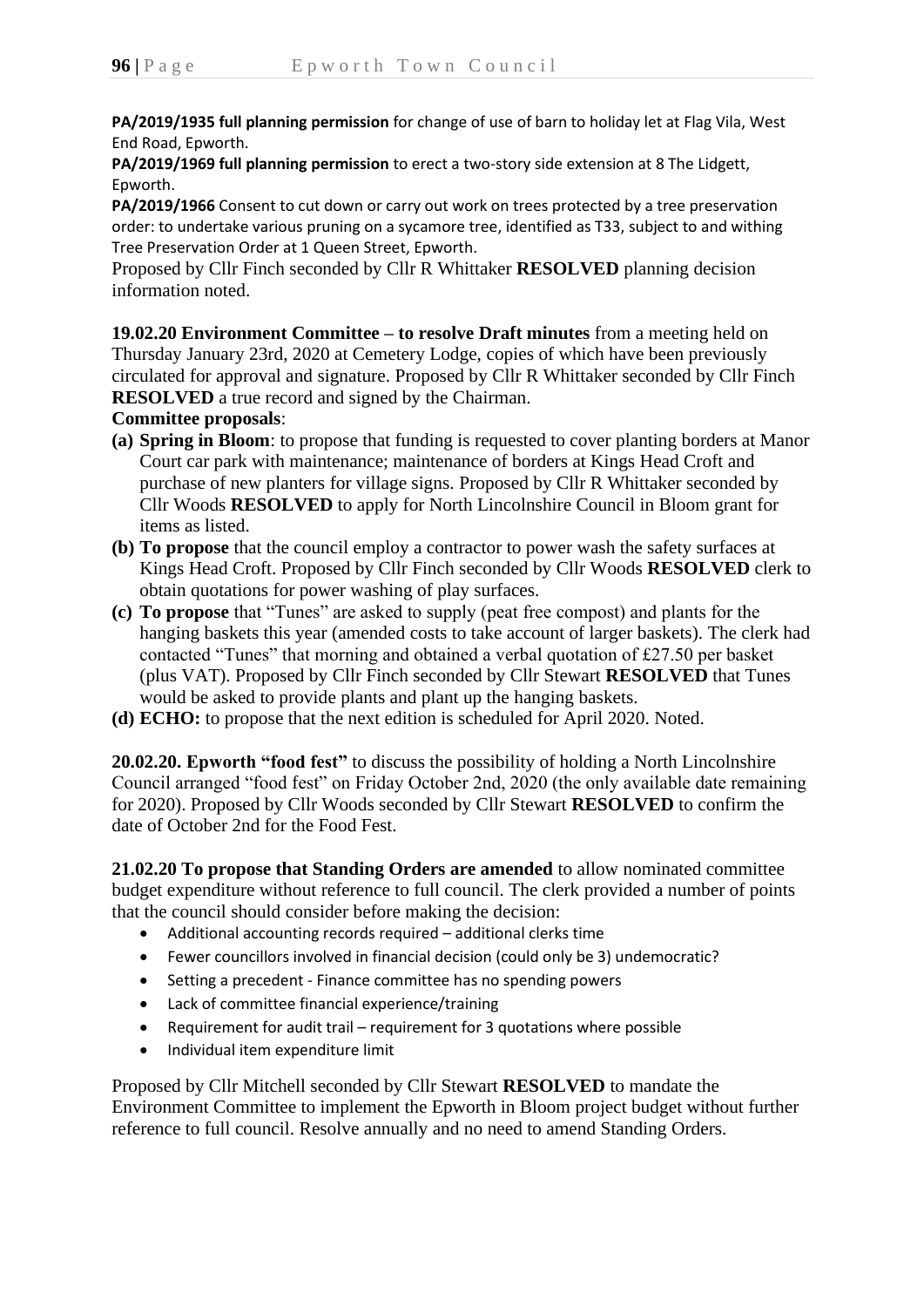**PA/2019/1935 full planning permission** for change of use of barn to holiday let at Flag Vila, West End Road, Epworth.

**PA/2019/1969 full planning permission** to erect a two-story side extension at 8 The Lidgett, Epworth.

**PA/2019/1966** Consent to cut down or carry out work on trees protected by a tree preservation order: to undertake various pruning on a sycamore tree, identified as T33, subject to and withing Tree Preservation Order at 1 Queen Street, Epworth.

Proposed by Cllr Finch seconded by Cllr R Whittaker **RESOLVED** planning decision information noted.

**19.02.20 Environment Committee – to resolve Draft minutes** from a meeting held on Thursday January 23rd, 2020 at Cemetery Lodge, copies of which have been previously circulated for approval and signature. Proposed by Cllr R Whittaker seconded by Cllr Finch **RESOLVED** a true record and signed by the Chairman.

**Committee proposals**:

**(a) Spring in Bloom**: to propose that funding is requested to cover planting borders at Manor Court car park with maintenance; maintenance of borders at Kings Head Croft and purchase of new planters for village signs. Proposed by Cllr R Whittaker seconded by Cllr Woods **RESOLVED** to apply for North Lincolnshire Council in Bloom grant for items as listed.

**(b) To propose** that the council employ a contractor to power wash the safety surfaces at Kings Head Croft. Proposed by Cllr Finch seconded by Cllr Woods **RESOLVED** clerk to obtain quotations for power washing of play surfaces.

**(c) To propose** that "Tunes" are asked to supply (peat free compost) and plants for the hanging baskets this year (amended costs to take account of larger baskets). The clerk had contacted "Tunes" that morning and obtained a verbal quotation of £27.50 per basket (plus VAT). Proposed by Cllr Finch seconded by Cllr Stewart **RESOLVED** that Tunes would be asked to provide plants and plant up the hanging baskets.

**(d) ECHO:** to propose that the next edition is scheduled for April 2020. Noted.

**20.02.20. Epworth "food fest"** to discuss the possibility of holding a North Lincolnshire Council arranged "food fest" on Friday October 2nd, 2020 (the only available date remaining for 2020). Proposed by Cllr Woods seconded by Cllr Stewart **RESOLVED** to confirm the date of October 2nd for the Food Fest.

**21.02.20 To propose that Standing Orders are amended** to allow nominated committee budget expenditure without reference to full council. The clerk provided a number of points that the council should consider before making the decision:

- Additional accounting records required – additional clerks time
- Fewer councillors involved in financial decision (could only be 3) undemocratic?
- Setting a precedent - Finance committee has no spending powers
- Lack of committee financial experience/training
- Requirement for audit trail – requirement for 3 quotations where possible
- Individual item expenditure limit

Proposed by Cllr Mitchell seconded by Cllr Stewart **RESOLVED** to mandate the Environment Committee to implement the Epworth in Bloom project budget without further reference to full council. Resolve annually and no need to amend Standing Orders.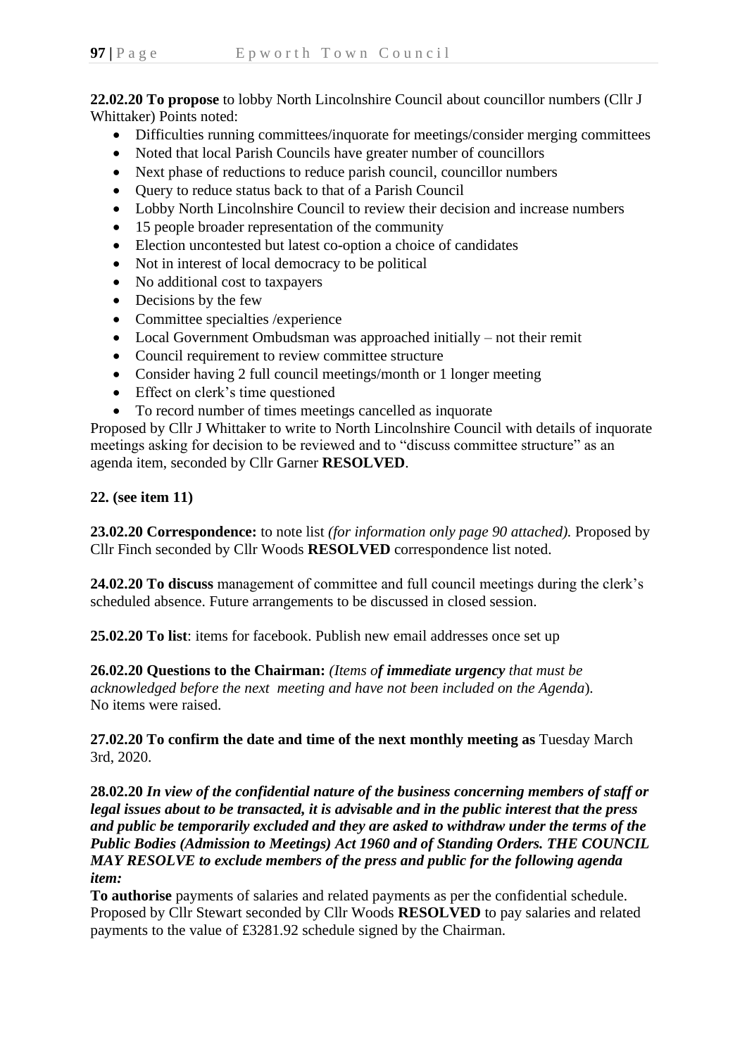**22.02.20 To propose** to lobby North Lincolnshire Council about councillor numbers (Cllr J Whittaker) Points noted:

- Difficulties running committees/inquorate for meetings/consider merging committees
- Noted that local Parish Councils have greater number of councillors
- Next phase of reductions to reduce parish council, councillor numbers
- Query to reduce status back to that of a Parish Council
- Lobby North Lincolnshire Council to review their decision and increase numbers
- 15 people broader representation of the community
- Election uncontested but latest co-option a choice of candidates
- Not in interest of local democracy to be political
- No additional cost to taxpayers
- Decisions by the few
- Committee specialties /experience
- Local Government Ombudsman was approached initially – not their remit
- Council requirement to review committee structure
- Consider having 2 full council meetings/month or 1 longer meeting
- Effect on clerk's time questioned
- To record number of times meetings cancelled as inquorate

Proposed by Cllr J Whittaker to write to North Lincolnshire Council with details of inquorate meetings asking for decision to be reviewed and to "discuss committee structure" as an agenda item, seconded by Cllr Garner **RESOLVED**.

**22. (see item 11)**

**23.02.20 Correspondence:** to note list *(for information only page 90 attached).* Proposed by Cllr Finch seconded by Cllr Woods **RESOLVED** correspondence list noted.

**24.02.20 To discuss** management of committee and full council meetings during the clerk's scheduled absence. Future arrangements to be discussed in closed session.

**25.02.20 To list**: items for facebook. Publish new email addresses once set up

**26.02.20 Questions to the Chairman:** *(Items o**f immediate urgency** that must be acknowledged before the next meeting and have not been included on the Agenda*). No items were raised.

**27.02.20 To confirm the date and time of the next monthly meeting as** Tuesday March 3rd, 2020.

**28.02.20** ***In view of the confidential nature of the business concerning members of staff or legal issues about to be transacted, it is advisable and in the public interest that the press and public be temporarily excluded and they are asked to withdraw under the terms of the Public Bodies (Admission to Meetings) Act 1960 and of Standing Orders. THE COUNCIL MAY RESOLVE to exclude members of the press and public for the following agenda item:***

**To authorise** payments of salaries and related payments as per the confidential schedule. Proposed by Cllr Stewart seconded by Cllr Woods **RESOLVED** to pay salaries and related payments to the value of £3281.92 schedule signed by the Chairman.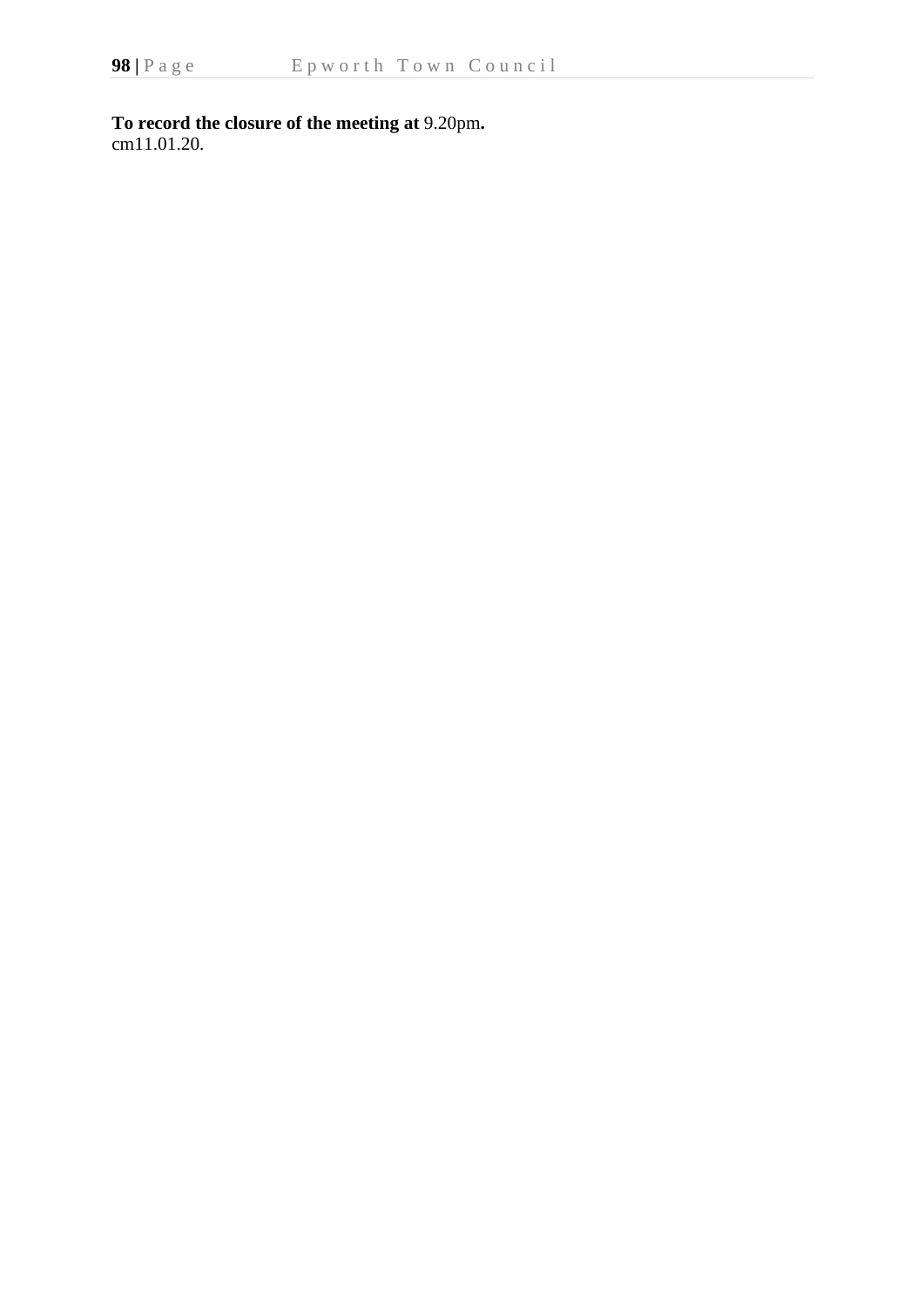**To record the closure of the meeting at** 9.20pm**.**
cm11.01.20.